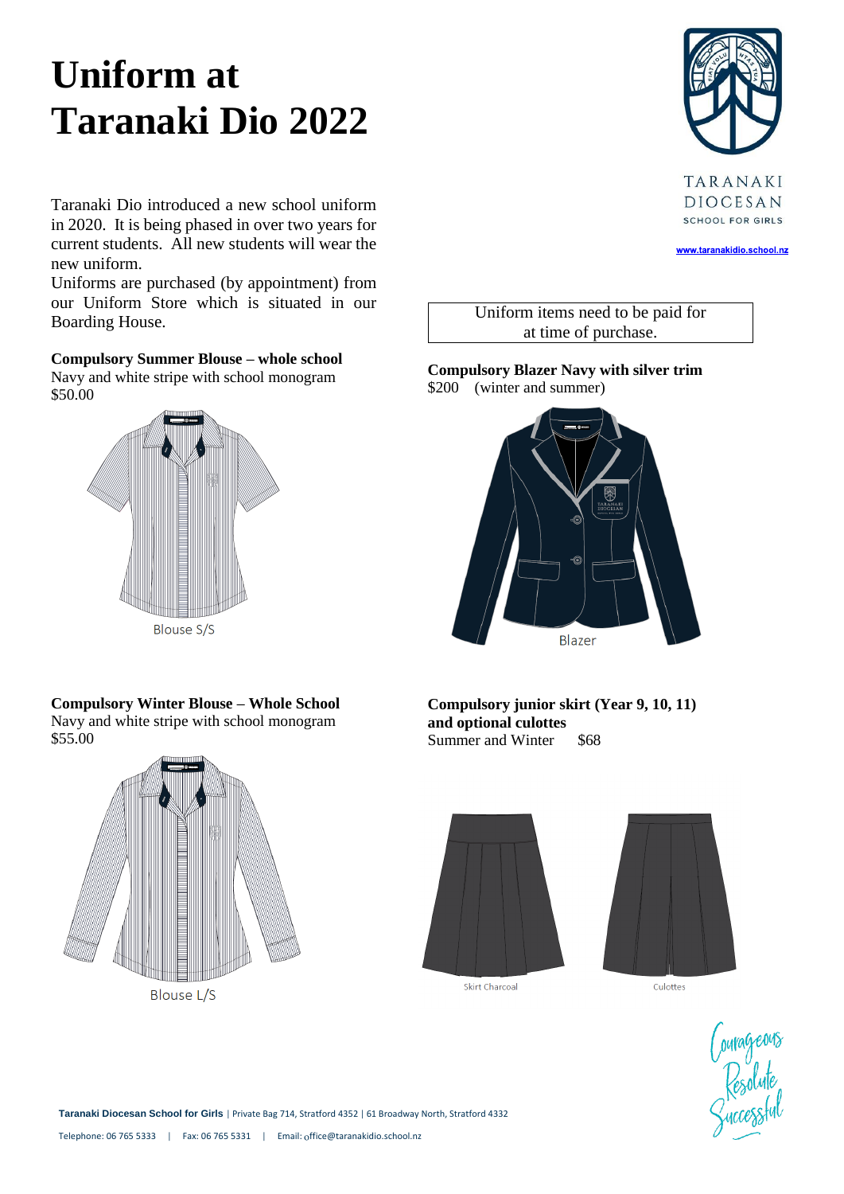# Uniform at Taranaki Dio 2022

TARANAKI DIOCESAN SCHOOL FOR GIRLS

www.taranakidio.school.nz

Taranaki Dio introduced a new school uniform in 2020. It is being phased in over two years for current students. All new students will wear the new uniform.

Uniforms are purchased (by appointment) from our Uniform Store which is situated in our Boarding House.

Uniform items need to be paid for at time of purchase.

**Compulsory Summer Blouse – whole school**
Navy and white stripe with school monogram
$50.00

Blouse S/S

**Compulsory Blazer Navy with silver trim**
$200 (winter and summer)

Blazer

**Compulsory Winter Blouse – Whole School**
Navy and white stripe with school monogram
$55.00

Blouse L/S

**Compulsory junior skirt (Year 9, 10, 11) and optional culottes**
Summer and Winter $68

Skirt Charcoal

Culottes

Courageous Resolute Successful

**Taranaki Diocesan School for Girls** | Private Bag 714, Stratford 4352 | 61 Broadway North, Stratford 4332

Telephone: 06 765 5333 | Fax: 06 765 5331 | Email: office@taranakidio.school.nz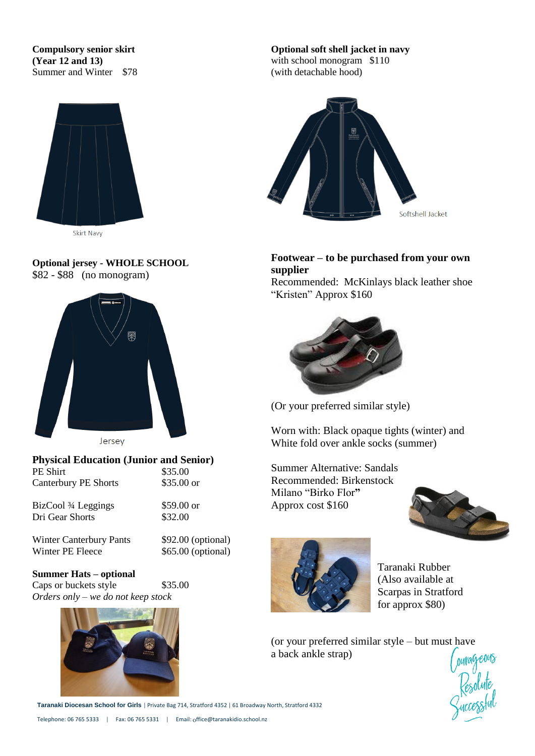**Compulsory senior skirt (Year 12 and 13)**
Summer and Winter $78

Skirt Navy

**Optional soft shell jacket in navy**
with school monogram $110
(with detachable hood)

Softshell Jacket

**Optional jersey - WHOLE SCHOOL**
$82 - $88 (no monogram)

Jersey

**Physical Education (Junior and Senior)**

| | |
|---|---|
| PE Shirt | $35.00 |
| Canterbury PE Shorts | $35.00 or |
| BizCool ¾ Leggings | $59.00 or |
| Dri Gear Shorts | $32.00 |
| Winter Canterbury Pants | $92.00 (optional) |
| Winter PE Fleece | $65.00 (optional) |

**Summer Hats – optional**
Caps or buckets style $35.00
*Orders only – we do not keep stock*

**Footwear – to be purchased from your own supplier**
Recommended: McKinlays black leather shoe "Kristen" Approx $160

(Or your preferred similar style)

Worn with: Black opaque tights (winter) and White fold over ankle socks (summer)

Summer Alternative: Sandals
Recommended: Birkenstock Milano "Birko Flor"
Approx cost $160

Taranaki Rubber
(Also available at Scarpas in Stratford for approx $80)

(or your preferred similar style – but must have a back ankle strap)

Courageous Resolute Successful

**Taranaki Diocesan School for Girls** | Private Bag 714, Stratford 4352 | 61 Broadway North, Stratford 4332
Telephone: 06 765 5333 | Fax: 06 765 5331 | Email: office@taranakidio.school.nz